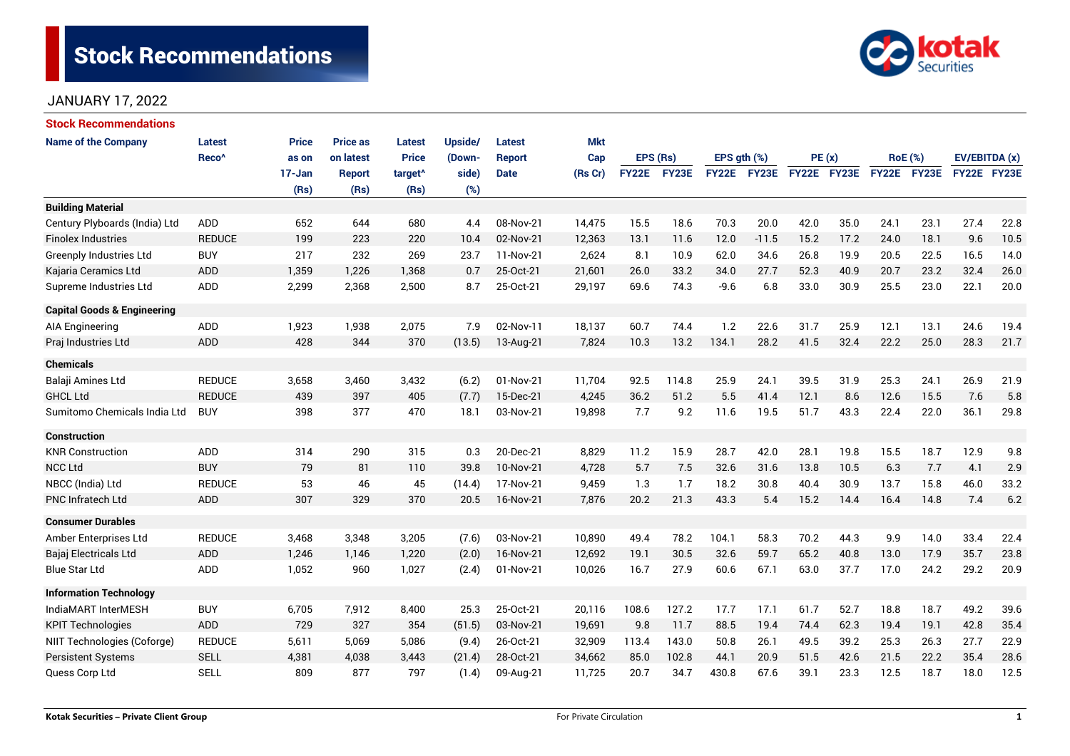# Stock Recommendations

JANUARY 17, 2022

## Stock Recommendations

| Name of the Company | Latest Reco^ | Price as on 17-Jan (Rs) | Price as on latest Report (Rs) | Latest Price target^ (Rs) | Upside/ (Down-side) (%) | Latest Report Date | Mkt Cap (Rs Cr) | EPS (Rs) | | EPS gth (%) | | PE (x) | | RoE (%) | | EV/EBITDA (x) | |
|---|---|---|---|---|---|---|---|---|---|---|---|---|---|---|---|---|---|
| | | | | | | | | FY22E | FY23E | FY22E | FY23E | FY22E | FY23E | FY22E | FY23E | FY22E | FY23E |
| **Building Material** | | | | | | | | | | | | | | | | | |
| Century Plyboards (India) Ltd | ADD | 652 | 644 | 680 | 4.4 | 08-Nov-21 | 14,475 | 15.5 | 18.6 | 70.3 | 20.0 | 42.0 | 35.0 | 24.1 | 23.1 | 27.4 | 22.8 |
| Finolex Industries | REDUCE | 199 | 223 | 220 | 10.4 | 02-Nov-21 | 12,363 | 13.1 | 11.6 | 12.0 | -11.5 | 15.2 | 17.2 | 24.0 | 18.1 | 9.6 | 10.5 |
| Greenply Industries Ltd | BUY | 217 | 232 | 269 | 23.7 | 11-Nov-21 | 2,624 | 8.1 | 10.9 | 62.0 | 34.6 | 26.8 | 19.9 | 20.5 | 22.5 | 16.5 | 14.0 |
| Kajaria Ceramics Ltd | ADD | 1,359 | 1,226 | 1,368 | 0.7 | 25-Oct-21 | 21,601 | 26.0 | 33.2 | 34.0 | 27.7 | 52.3 | 40.9 | 20.7 | 23.2 | 32.4 | 26.0 |
| Supreme Industries Ltd | ADD | 2,299 | 2,368 | 2,500 | 8.7 | 25-Oct-21 | 29,197 | 69.6 | 74.3 | -9.6 | 6.8 | 33.0 | 30.9 | 25.5 | 23.0 | 22.1 | 20.0 |
| **Capital Goods & Engineering** | | | | | | | | | | | | | | | | | |
| AIA Engineering | ADD | 1,923 | 1,938 | 2,075 | 7.9 | 02-Nov-11 | 18,137 | 60.7 | 74.4 | 1.2 | 22.6 | 31.7 | 25.9 | 12.1 | 13.1 | 24.6 | 19.4 |
| Praj Industries Ltd | ADD | 428 | 344 | 370 | (13.5) | 13-Aug-21 | 7,824 | 10.3 | 13.2 | 134.1 | 28.2 | 41.5 | 32.4 | 22.2 | 25.0 | 28.3 | 21.7 |
| **Chemicals** | | | | | | | | | | | | | | | | | |
| Balaji Amines Ltd | REDUCE | 3,658 | 3,460 | 3,432 | (6.2) | 01-Nov-21 | 11,704 | 92.5 | 114.8 | 25.9 | 24.1 | 39.5 | 31.9 | 25.3 | 24.1 | 26.9 | 21.9 |
| GHCL Ltd | REDUCE | 439 | 397 | 405 | (7.7) | 15-Dec-21 | 4,245 | 36.2 | 51.2 | 5.5 | 41.4 | 12.1 | 8.6 | 12.6 | 15.5 | 7.6 | 5.8 |
| Sumitomo Chemicals India Ltd | BUY | 398 | 377 | 470 | 18.1 | 03-Nov-21 | 19,898 | 7.7 | 9.2 | 11.6 | 19.5 | 51.7 | 43.3 | 22.4 | 22.0 | 36.1 | 29.8 |
| **Construction** | | | | | | | | | | | | | | | | | |
| KNR Construction | ADD | 314 | 290 | 315 | 0.3 | 20-Dec-21 | 8,829 | 11.2 | 15.9 | 28.7 | 42.0 | 28.1 | 19.8 | 15.5 | 18.7 | 12.9 | 9.8 |
| NCC Ltd | BUY | 79 | 81 | 110 | 39.8 | 10-Nov-21 | 4,728 | 5.7 | 7.5 | 32.6 | 31.6 | 13.8 | 10.5 | 6.3 | 7.7 | 4.1 | 2.9 |
| NBCC (India) Ltd | REDUCE | 53 | 46 | 45 | (14.4) | 17-Nov-21 | 9,459 | 1.3 | 1.7 | 18.2 | 30.8 | 40.4 | 30.9 | 13.7 | 15.8 | 46.0 | 33.2 |
| PNC Infratech Ltd | ADD | 307 | 329 | 370 | 20.5 | 16-Nov-21 | 7,876 | 20.2 | 21.3 | 43.3 | 5.4 | 15.2 | 14.4 | 16.4 | 14.8 | 7.4 | 6.2 |
| **Consumer Durables** | | | | | | | | | | | | | | | | | |
| Amber Enterprises Ltd | REDUCE | 3,468 | 3,348 | 3,205 | (7.6) | 03-Nov-21 | 10,890 | 49.4 | 78.2 | 104.1 | 58.3 | 70.2 | 44.3 | 9.9 | 14.0 | 33.4 | 22.4 |
| Bajaj Electricals Ltd | ADD | 1,246 | 1,146 | 1,220 | (2.0) | 16-Nov-21 | 12,692 | 19.1 | 30.5 | 32.6 | 59.7 | 65.2 | 40.8 | 13.0 | 17.9 | 35.7 | 23.8 |
| Blue Star Ltd | ADD | 1,052 | 960 | 1,027 | (2.4) | 01-Nov-21 | 10,026 | 16.7 | 27.9 | 60.6 | 67.1 | 63.0 | 37.7 | 17.0 | 24.2 | 29.2 | 20.9 |
| **Information Technology** | | | | | | | | | | | | | | | | | |
| IndiaMART InterMESH | BUY | 6,705 | 7,912 | 8,400 | 25.3 | 25-Oct-21 | 20,116 | 108.6 | 127.2 | 17.7 | 17.1 | 61.7 | 52.7 | 18.8 | 18.7 | 49.2 | 39.6 |
| KPIT Technologies | ADD | 729 | 327 | 354 | (51.5) | 03-Nov-21 | 19,691 | 9.8 | 11.7 | 88.5 | 19.4 | 74.4 | 62.3 | 19.4 | 19.1 | 42.8 | 35.4 |
| NIIT Technologies (Coforge) | REDUCE | 5,611 | 5,069 | 5,086 | (9.4) | 26-Oct-21 | 32,909 | 113.4 | 143.0 | 50.8 | 26.1 | 49.5 | 39.2 | 25.3 | 26.3 | 27.7 | 22.9 |
| Persistent Systems | SELL | 4,381 | 4,038 | 3,443 | (21.4) | 28-Oct-21 | 34,662 | 85.0 | 102.8 | 44.1 | 20.9 | 51.5 | 42.6 | 21.5 | 22.2 | 35.4 | 28.6 |
| Quess Corp Ltd | SELL | 809 | 877 | 797 | (1.4) | 09-Aug-21 | 11,725 | 20.7 | 34.7 | 430.8 | 67.6 | 39.1 | 23.3 | 12.5 | 18.7 | 18.0 | 12.5 |

Kotak Securities – Private Client Group | For Private Circulation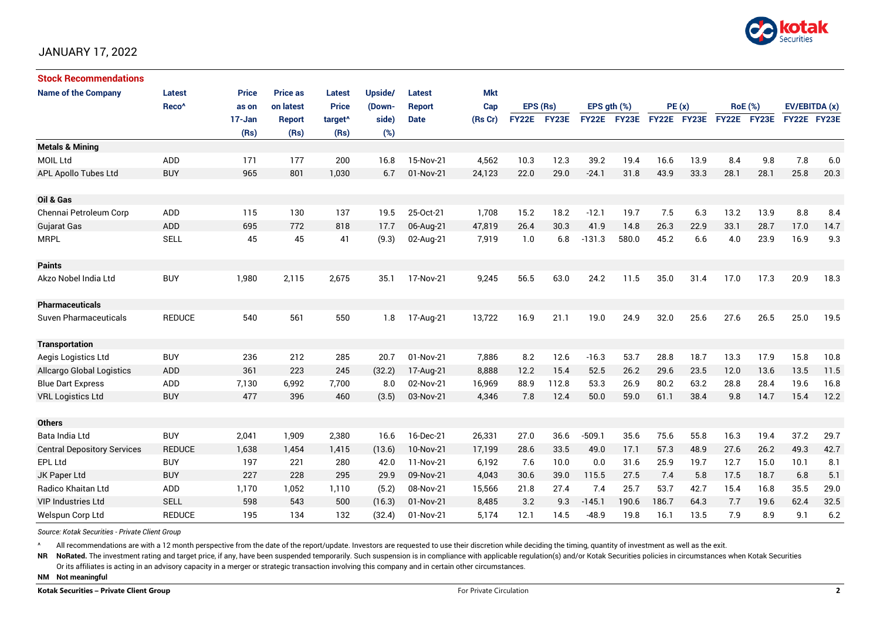JANUARY 17, 2022

## Stock Recommendations

| Name of the Company | Latest Reco^ | Price as on 17-Jan (Rs) | Price as on latest Report (Rs) | Latest Price target^ (Rs) | Upside/ (Down-side) (%) | Latest Report Date | Mkt Cap (Rs Cr) | EPS (Rs) FY22E | EPS (Rs) FY23E | EPS gth (%) FY22E | EPS gth (%) FY23E | PE (x) FY22E | PE (x) FY23E | RoE (%) FY22E | RoE (%) FY23E | EV/EBITDA (x) FY22E | EV/EBITDA (x) FY23E |
|---|---|---|---|---|---|---|---|---|---|---|---|---|---|---|---|---|---|
| **Metals & Mining** | | | | | | | | | | | | | | | | | |
| MOIL Ltd | ADD | 171 | 177 | 200 | 16.8 | 15-Nov-21 | 4,562 | 10.3 | 12.3 | 39.2 | 19.4 | 16.6 | 13.9 | 8.4 | 9.8 | 7.8 | 6.0 |
| APL Apollo Tubes Ltd | BUY | 965 | 801 | 1,030 | 6.7 | 01-Nov-21 | 24,123 | 22.0 | 29.0 | -24.1 | 31.8 | 43.9 | 33.3 | 28.1 | 28.1 | 25.8 | 20.3 |
| **Oil & Gas** | | | | | | | | | | | | | | | | | |
| Chennai Petroleum Corp | ADD | 115 | 130 | 137 | 19.5 | 25-Oct-21 | 1,708 | 15.2 | 18.2 | -12.1 | 19.7 | 7.5 | 6.3 | 13.2 | 13.9 | 8.8 | 8.4 |
| Gujarat Gas | ADD | 695 | 772 | 818 | 17.7 | 06-Aug-21 | 47,819 | 26.4 | 30.3 | 41.9 | 14.8 | 26.3 | 22.9 | 33.1 | 28.7 | 17.0 | 14.7 |
| MRPL | SELL | 45 | 45 | 41 | (9.3) | 02-Aug-21 | 7,919 | 1.0 | 6.8 | -131.3 | 580.0 | 45.2 | 6.6 | 4.0 | 23.9 | 16.9 | 9.3 |
| **Paints** | | | | | | | | | | | | | | | | | |
| Akzo Nobel India Ltd | BUY | 1,980 | 2,115 | 2,675 | 35.1 | 17-Nov-21 | 9,245 | 56.5 | 63.0 | 24.2 | 11.5 | 35.0 | 31.4 | 17.0 | 17.3 | 20.9 | 18.3 |
| **Pharmaceuticals** | | | | | | | | | | | | | | | | | |
| Suven Pharmaceuticals | REDUCE | 540 | 561 | 550 | 1.8 | 17-Aug-21 | 13,722 | 16.9 | 21.1 | 19.0 | 24.9 | 32.0 | 25.6 | 27.6 | 26.5 | 25.0 | 19.5 |
| **Transportation** | | | | | | | | | | | | | | | | | |
| Aegis Logistics Ltd | BUY | 236 | 212 | 285 | 20.7 | 01-Nov-21 | 7,886 | 8.2 | 12.6 | -16.3 | 53.7 | 28.8 | 18.7 | 13.3 | 17.9 | 15.8 | 10.8 |
| Allcargo Global Logistics | ADD | 361 | 223 | 245 | (32.2) | 17-Aug-21 | 8,888 | 12.2 | 15.4 | 52.5 | 26.2 | 29.6 | 23.5 | 12.0 | 13.6 | 13.5 | 11.5 |
| Blue Dart Express | ADD | 7,130 | 6,992 | 7,700 | 8.0 | 02-Nov-21 | 16,969 | 88.9 | 112.8 | 53.3 | 26.9 | 80.2 | 63.2 | 28.8 | 28.4 | 19.6 | 16.8 |
| VRL Logistics Ltd | BUY | 477 | 396 | 460 | (3.5) | 03-Nov-21 | 4,346 | 7.8 | 12.4 | 50.0 | 59.0 | 61.1 | 38.4 | 9.8 | 14.7 | 15.4 | 12.2 |
| **Others** | | | | | | | | | | | | | | | | | |
| Bata India Ltd | BUY | 2,041 | 1,909 | 2,380 | 16.6 | 16-Dec-21 | 26,331 | 27.0 | 36.6 | -509.1 | 35.6 | 75.6 | 55.8 | 16.3 | 19.4 | 37.2 | 29.7 |
| Central Depository Services | REDUCE | 1,638 | 1,454 | 1,415 | (13.6) | 10-Nov-21 | 17,199 | 28.6 | 33.5 | 49.0 | 17.1 | 57.3 | 48.9 | 27.6 | 26.2 | 49.3 | 42.7 |
| EPL Ltd | BUY | 197 | 221 | 280 | 42.0 | 11-Nov-21 | 6,192 | 7.6 | 10.0 | 0.0 | 31.6 | 25.9 | 19.7 | 12.7 | 15.0 | 10.1 | 8.1 |
| JK Paper Ltd | BUY | 227 | 228 | 295 | 29.9 | 09-Nov-21 | 4,043 | 30.6 | 39.0 | 115.5 | 27.5 | 7.4 | 5.8 | 17.5 | 18.7 | 6.8 | 5.1 |
| Radico Khaitan Ltd | ADD | 1,170 | 1,052 | 1,110 | (5.2) | 08-Nov-21 | 15,566 | 21.8 | 27.4 | 7.4 | 25.7 | 53.7 | 42.7 | 15.4 | 16.8 | 35.5 | 29.0 |
| VIP Industries Ltd | SELL | 598 | 543 | 500 | (16.3) | 01-Nov-21 | 8,485 | 3.2 | 9.3 | -145.1 | 190.6 | 186.7 | 64.3 | 7.7 | 19.6 | 62.4 | 32.5 |
| Welspun Corp Ltd | REDUCE | 195 | 134 | 132 | (32.4) | 01-Nov-21 | 5,174 | 12.1 | 14.5 | -48.9 | 19.8 | 16.1 | 13.5 | 7.9 | 8.9 | 9.1 | 6.2 |

*Source: Kotak Securities - Private Client Group*

^ All recommendations are with a 12 month perspective from the date of the report/update. Investors are requested to use their discretion while deciding the timing, quantity of investment as well as the exit.

**NR** **NoRated.** The investment rating and target price, if any, have been suspended temporarily. Such suspension is in compliance with applicable regulation(s) and/or Kotak Securities policies in circumstances when Kotak Securities Or its affiliates is acting in an advisory capacity in a merger or strategic transaction involving this company and in certain other circumstances.

**NM** **Not meaningful**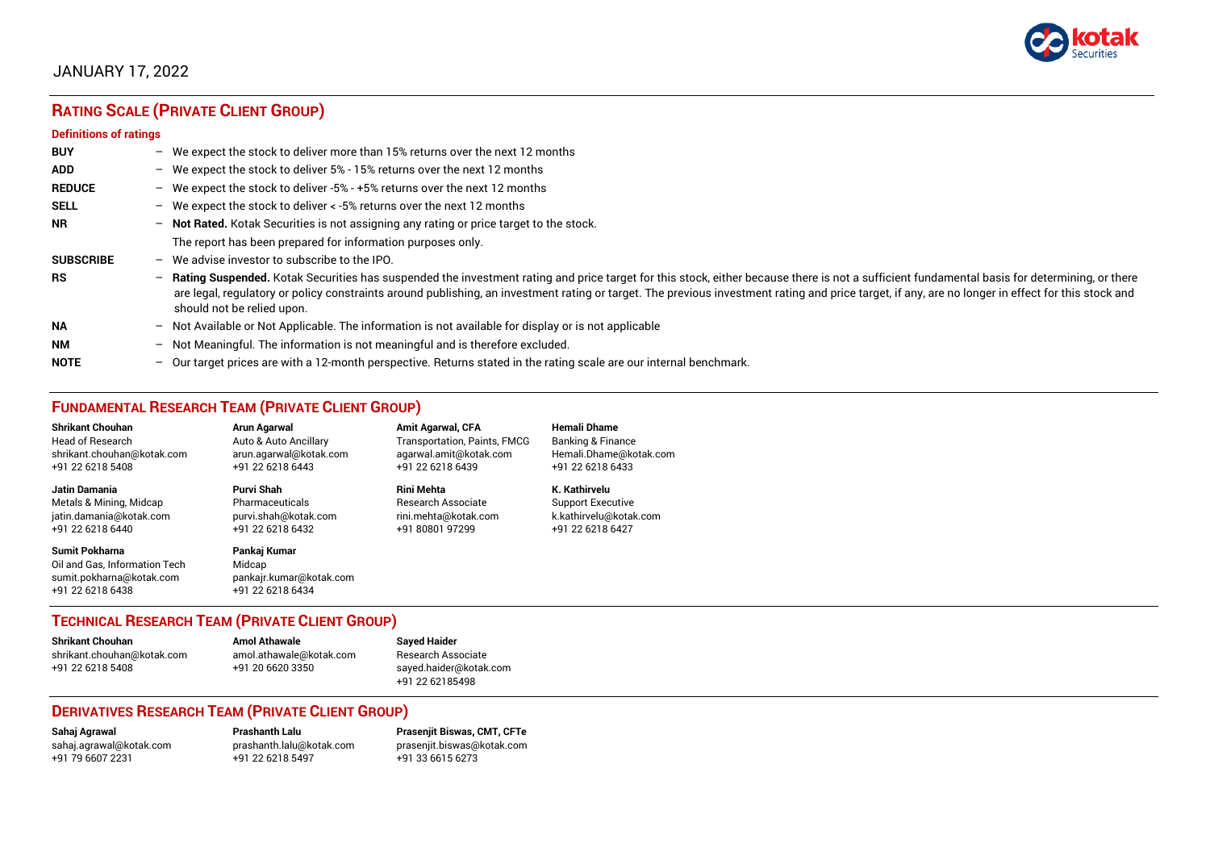JANUARY 17, 2022

## RATING SCALE (PRIVATE CLIENT GROUP)

**Definitions of ratings**

| | | |
|---|---|---|
| **BUY** | – | We expect the stock to deliver more than 15% returns over the next 12 months |
| **ADD** | – | We expect the stock to deliver 5% - 15% returns over the next 12 months |
| **REDUCE** | – | We expect the stock to deliver -5% - +5% returns over the next 12 months |
| **SELL** | – | We expect the stock to deliver < -5% returns over the next 12 months |
| **NR** | – | **Not Rated.** Kotak Securities is not assigning any rating or price target to the stock. The report has been prepared for information purposes only. |
| **SUBSCRIBE** | – | We advise investor to subscribe to the IPO. |
| **RS** | – | **Rating Suspended.** Kotak Securities has suspended the investment rating and price target for this stock, either because there is not a sufficient fundamental basis for determining, or there are legal, regulatory or policy constraints around publishing, an investment rating or target. The previous investment rating and price target, if any, are no longer in effect for this stock and should not be relied upon. |
| **NA** | – | Not Available or Not Applicable. The information is not available for display or is not applicable |
| **NM** | – | Not Meaningful. The information is not meaningful and is therefore excluded. |
| **NOTE** | – | Our target prices are with a 12-month perspective. Returns stated in the rating scale are our internal benchmark. |

## FUNDAMENTAL RESEARCH TEAM (PRIVATE CLIENT GROUP)

**Shrikant Chouhan**
Head of Research
shrikant.chouhan@kotak.com
+91 22 6218 5408

**Arun Agarwal**
Auto & Auto Ancillary
arun.agarwal@kotak.com
+91 22 6218 6443

**Amit Agarwal, CFA**
Transportation, Paints, FMCG
agarwal.amit@kotak.com
+91 22 6218 6439

**Hemali Dhame**
Banking & Finance
Hemali.Dhame@kotak.com
+91 22 6218 6433

**Jatin Damania**
Metals & Mining, Midcap
jatin.damania@kotak.com
+91 22 6218 6440

**Purvi Shah**
Pharmaceuticals
purvi.shah@kotak.com
+91 22 6218 6432

**Rini Mehta**
Research Associate
rini.mehta@kotak.com
+91 80801 97299

**K. Kathirvelu**
Support Executive
k.kathirvelu@kotak.com
+91 22 6218 6427

**Sumit Pokharna**
Oil and Gas, Information Tech
sumit.pokharna@kotak.com
+91 22 6218 6438

**Pankaj Kumar**
Midcap
pankajr.kumar@kotak.com
+91 22 6218 6434

## TECHNICAL RESEARCH TEAM (PRIVATE CLIENT GROUP)

**Shrikant Chouhan**
shrikant.chouhan@kotak.com
+91 22 6218 5408

**Amol Athawale**
amol.athawale@kotak.com
+91 20 6620 3350

**Sayed Haider**
Research Associate
sayed.haider@kotak.com
+91 22 62185498

## DERIVATIVES RESEARCH TEAM (PRIVATE CLIENT GROUP)

**Sahaj Agrawal**
sahaj.agrawal@kotak.com
+91 79 6607 2231

**Prashanth Lalu**
prashanth.lalu@kotak.com
+91 22 6218 5497

**Prasenjit Biswas, CMT, CFTe**
prasenjit.biswas@kotak.com
+91 33 6615 6273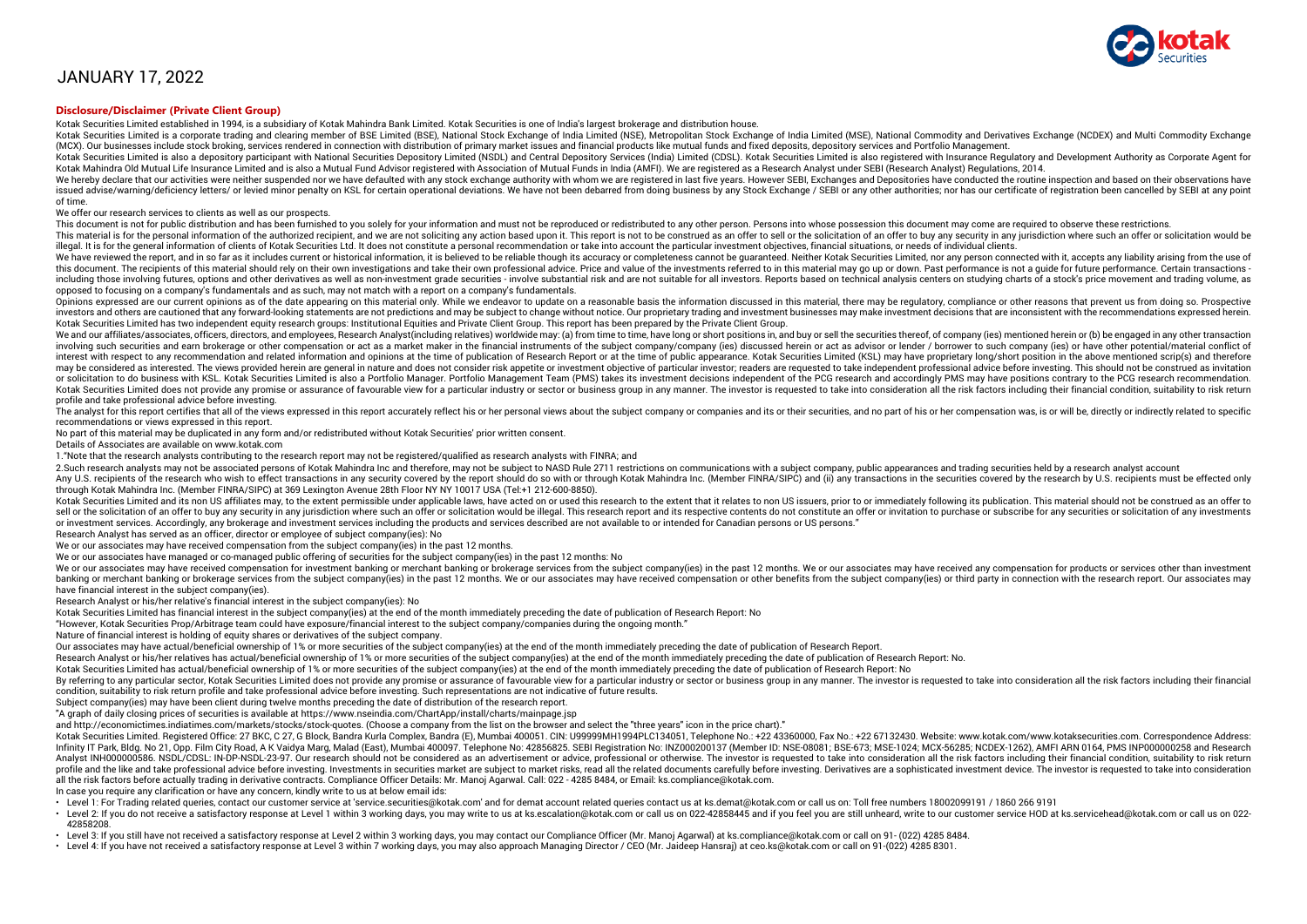JANUARY 17, 2022

**Disclosure/Disclaimer (Private Client Group)**

Kotak Securities Limited established in 1994, is a subsidiary of Kotak Mahindra Bank Limited. Kotak Securities is one of India's largest brokerage and distribution house.

Kotak Securities Limited is a corporate trading and clearing member of BSE Limited (BSE), National Stock Exchange of India Limited (NSE), Metropolitan Stock Exchange of India Limited (MSE), National Commodity and Derivatives Exchange (NCDEX) and Multi Commodity Exchange (MCX). Our businesses include stock broking, services rendered in connection with distribution of primary market issues and financial products like mutual funds and fixed deposits, depository services and Portfolio Management.

Kotak Securities Limited is also a depository participant with National Securities Depository Limited (NSDL) and Central Depository Services (India) Limited (CDSL). Kotak Securities Limited is also registered with Insurance Regulatory and Development Authority as Corporate Agent for Kotak Mahindra Old Mutual Life Insurance Limited and is also a Mutual Fund Advisor registered with Association of Mutual Funds in India (AMFI). We are registered as a Research Analyst under SEBI (Research Analyst) Regulations, 2014.

We hereby declare that our activities were neither suspended nor we have defaulted with any stock exchange authority with whom we are registered in last five years. However SEBI, Exchanges and Depositories have conducted the routine inspection and based on their observations have issued advise/warning/deficiency letters/ or levied minor penalty on KSL for certain operational deviations. We have not been debarred from doing business by any Stock Exchange / SEBI or any other authorities; nor has our certificate of registration been cancelled by SEBI at any point of time.

We offer our research services to clients as well as our prospects.

This document is not for public distribution and has been furnished to you solely for your information and must not be reproduced or redistributed to any other person. Persons into whose possession this document may come are required to observe these restrictions.

This material is for the personal information of the authorized recipient, and we are not soliciting any action based upon it. This report is not to be construed as an offer to sell or the solicitation of an offer to buy any security in any jurisdiction where such an offer or solicitation would be illegal. It is for the general information of clients of Kotak Securities Ltd. It does not constitute a personal recommendation or take into account the particular investment objectives, financial situations, or needs of individual clients.

We have reviewed the report, and in so far as it includes current or historical information, it is believed to be reliable though its accuracy or completeness cannot be guaranteed. Neither Kotak Securities Limited, nor any person connected with it, accepts any liability arising from the use of this document. The recipients of this material should rely on their own investigations and take their own professional advice. Price and value of the investments referred to in this material may go up or down. Past performance is not a guide for future performance. Certain transactions - including those involving futures, options and other derivatives as well as non-investment grade securities - involve substantial risk and are not suitable for all investors. Reports based on technical analysis centers on studying charts of a stock's price movement and trading volume, as opposed to focusing on a company's fundamentals and as such, may not match with a report on a company's fundamentals.

Opinions expressed are our current opinions as of the date appearing on this material only. While we endeavor to update on a reasonable basis the information discussed in this material, there may be regulatory, compliance or other reasons that prevent us from doing so. Prospective investors and others are cautioned that any forward-looking statements are not predictions and may be subject to change without notice. Our proprietary trading and investment businesses may make investment decisions that are inconsistent with the recommendations expressed herein. Kotak Securities Limited has two independent equity research groups: Institutional Equities and Private Client Group. This report has been prepared by the Private Client Group.

We and our affiliates/associates, officers, directors, and employees, Research Analyst(including relatives) worldwide may: (a) from time to time, have long or short positions in, and buy or sell the securities thereof, of company (ies) mentioned herein or (b) be engaged in any other transaction involving such securities and earn brokerage or other compensation or act as a market maker in the financial instruments of the subject company/company (ies) discussed herein or act as advisor or lender / borrower to such company (ies) or have other potential/material conflict of interest with respect to any recommendation and related information and opinions at the time of publication of Research Report or at the time of public appearance. Kotak Securities Limited (KSL) may have proprietary long/short position in the above mentioned scrip(s) and therefore may be considered as interested. The views provided herein are general in nature and does not consider risk appetite or investment objective of particular investor; readers are requested to take independent professional advice before investing. This should not be construed as invitation or solicitation to do business with KSL. Kotak Securities Limited is also a Portfolio Manager. Portfolio Management Team (PMS) takes its investment decisions independent of the PCG research and accordingly PMS may have positions contrary to the PCG research recommendation. Kotak Securities Limited does not provide any promise or assurance of favourable view for a particular industry or sector or business group in any manner. The investor is requested to take into consideration all the risk factors including their financial condition, suitability to risk return profile and take professional advice before investing.

The analyst for this report certifies that all of the views expressed in this report accurately reflect his or her personal views about the subject company or companies and its or their securities, and no part of his or her compensation was, is or will be, directly or indirectly related to specific recommendations or views expressed in this report.

No part of this material may be duplicated in any form and/or redistributed without Kotak Securities' prior written consent.

Details of Associates are available on www.kotak.com

1."Note that the research analysts contributing to the research report may not be registered/qualified as research analysts with FINRA; and

2.Such research analysts may not be associated persons of Kotak Mahindra Inc and therefore, may not be subject to NASD Rule 2711 restrictions on communications with a subject company, public appearances and trading securities held by a research analyst account

Any U.S. recipients of the research who wish to effect transactions in any security covered by the report should do so with or through Kotak Mahindra Inc. (Member FINRA/SIPC) and (ii) any transactions in the securities covered by the research by U.S. recipients must be effected only through Kotak Mahindra Inc. (Member FINRA/SIPC) at 369 Lexington Avenue 28th Floor NY NY 10017 USA (Tel:+1 212-600-8850).

Kotak Securities Limited and its non US affiliates may, to the extent permissible under applicable laws, have acted on or used this research to the extent that it relates to non US issuers, prior to or immediately following its publication. This material should not be construed as an offer to sell or the solicitation of an offer to buy any security in any jurisdiction where such an offer or solicitation would be illegal. This research report and its respective contents do not constitute an offer or invitation to purchase or subscribe for any securities or solicitation of any investments or investment services. Accordingly, any brokerage and investment services including the products and services described are not available to or intended for Canadian persons or US persons."

Research Analyst has served as an officer, director or employee of subject company(ies): No

We or our associates may have received compensation from the subject company(ies) in the past 12 months.

We or our associates have managed or co-managed public offering of securities for the subject company(ies) in the past 12 months: No

We or our associates may have received compensation for investment banking or merchant banking or brokerage services from the subject company(ies) in the past 12 months. We or our associates may have received any compensation for products or services other than investment banking or merchant banking or brokerage services from the subject company(ies) in the past 12 months. We or our associates may have received compensation or other benefits from the subject company(ies) or third party in connection with the research report. Our associates may have financial interest in the subject company(ies).

Research Analyst or his/her relative's financial interest in the subject company(ies): No

Kotak Securities Limited has financial interest in the subject company(ies) at the end of the month immediately preceding the date of publication of Research Report: No

"However, Kotak Securities Prop/Arbitrage team could have exposure/financial interest to the subject company/companies during the ongoing month."

Nature of financial interest is holding of equity shares or derivatives of the subject company.

Our associates may have actual/beneficial ownership of 1% or more securities of the subject company(ies) at the end of the month immediately preceding the date of publication of Research Report.

Research Analyst or his/her relatives has actual/beneficial ownership of 1% or more securities of the subject company(ies) at the end of the month immediately preceding the date of publication of Research Report: No.

Kotak Securities Limited has actual/beneficial ownership of 1% or more securities of the subject company(ies) at the end of the month immediately preceding the date of publication of Research Report: No

By referring to any particular sector, Kotak Securities Limited does not provide any promise or assurance of favourable view for a particular industry or sector or business group in any manner. The investor is requested to take into consideration all the risk factors including their financial condition, suitability to risk return profile and take professional advice before investing. Such representations are not indicative of future results.

Subject company(ies) may have been client during twelve months preceding the date of distribution of the research report.

"A graph of daily closing prices of securities is available at https://www.nseindia.com/ChartApp/install/charts/mainpage.jsp

and http://economictimes.indiatimes.com/markets/stocks/stock-quotes. (Choose a company from the list on the browser and select the "three years" icon in the price chart)."

Kotak Securities Limited. Registered Office: 27 BKC, C 27, G Block, Bandra Kurla Complex, Bandra (E), Mumbai 400051. CIN: U99999MH1994PLC134051, Telephone No.: +22 43360000, Fax No.: +22 67132430. Website: www.kotak.com/www.kotaksecurities.com. Correspondence Address: Infinity IT Park, Bldg. No 21, Opp. Film City Road, A K Vaidya Marg, Malad (East), Mumbai 400097. Telephone No: 42856825. SEBI Registration No: INZ000200137 (Member ID: NSE-08081; BSE-673; MSE-1024; MCX-56285; NCDEX-1262), AMFI ARN 0164, PMS INP000000258 and Research Analyst INH000000586. NSDL/CDSL: IN-DP-NSDL-23-97. Our research should not be considered as an advertisement or advice, professional or otherwise. The investor is requested to take into consideration all the risk factors including their financial condition, suitability to risk return profile and the like and take professional advice before investing. Investments in securities market are subject to market risks, read all the related documents carefully before investing. Derivatives are a sophisticated investment device. The investor is requested to take into consideration all the risk factors before actually trading in derivative contracts. Compliance Officer Details: Mr. Manoj Agarwal. Call: 022 - 4285 8484, or Email: ks.compliance@kotak.com.

In case you require any clarification or have any concern, kindly write to us at below email ids:

- Level 1: For Trading related queries, contact our customer service at 'service.securities@kotak.com' and for demat account related queries contact us at ks.demat@kotak.com or call us on: Toll free numbers 18002099191 / 1860 266 9191
- Level 2: If you do not receive a satisfactory response at Level 1 within 3 working days, you may write to us at ks.escalation@kotak.com or call us on 022-42858445 and if you feel you are still unheard, write to our customer service HOD at ks.servicehead@kotak.com or call us on 022-42858208.
- Level 3: If you still have not received a satisfactory response at Level 2 within 3 working days, you may contact our Compliance Officer (Mr. Manoj Agarwal) at ks.compliance@kotak.com or call on 91- (022) 4285 8484.
- Level 4: If you have not received a satisfactory response at Level 3 within 7 working days, you may also approach Managing Director / CEO (Mr. Jaideep Hansraj) at ceo.ks@kotak.com or call on 91-(022) 4285 8301.